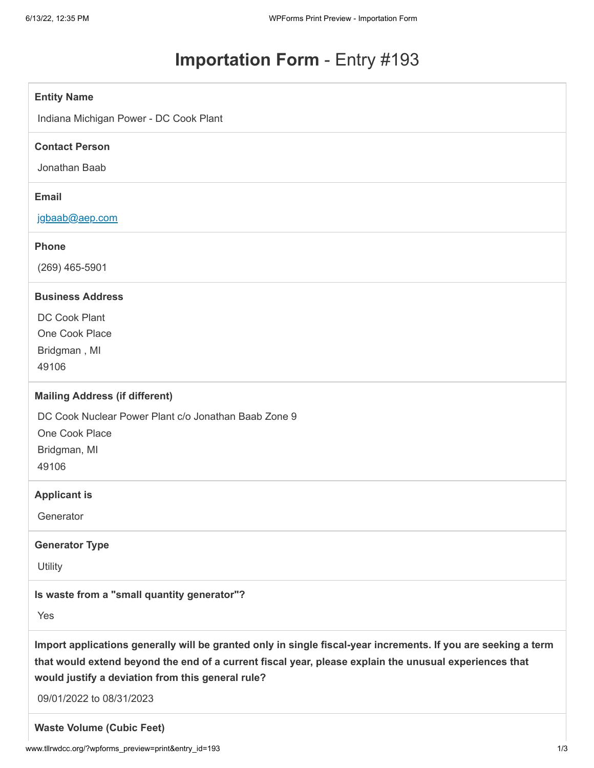# Importation Form - Entry #193

**Entity Name**

Indiana Michigan Power - DC Cook Plant

**Contact Person**

Jonathan Baab

**Email**

jgbaab@aep.com

**Phone**

(269) 465-5901

**Business Address**

DC Cook Plant
One Cook Place
Bridgman , MI
49106

**Mailing Address (if different)**

DC Cook Nuclear Power Plant c/o Jonathan Baab Zone 9
One Cook Place
Bridgman, MI
49106

**Applicant is**

Generator

**Generator Type**

Utility

**Is waste from a "small quantity generator"?**

Yes

**Import applications generally will be granted only in single fiscal-year increments. If you are seeking a term that would extend beyond the end of a current fiscal year, please explain the unusual experiences that would justify a deviation from this general rule?**

09/01/2022 to 08/31/2023

**Waste Volume (Cubic Feet)**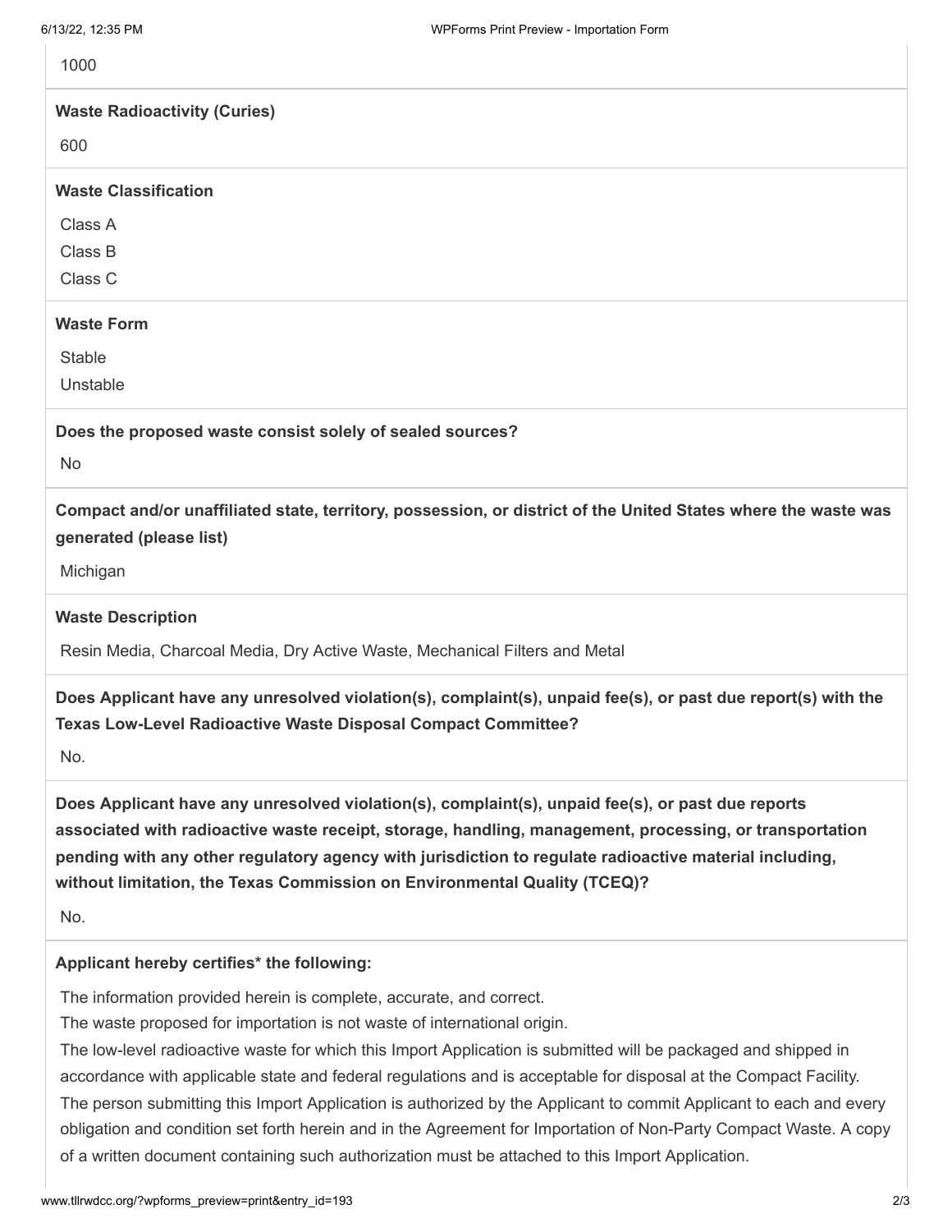1000

**Waste Radioactivity (Curies)**

600

**Waste Classification**

Class A
Class B
Class C

**Waste Form**

Stable
Unstable

**Does the proposed waste consist solely of sealed sources?**

No

**Compact and/or unaffiliated state, territory, possession, or district of the United States where the waste was generated (please list)**

Michigan

**Waste Description**

Resin Media, Charcoal Media, Dry Active Waste, Mechanical Filters and Metal

**Does Applicant have any unresolved violation(s), complaint(s), unpaid fee(s), or past due report(s) with the Texas Low-Level Radioactive Waste Disposal Compact Committee?**

No.

**Does Applicant have any unresolved violation(s), complaint(s), unpaid fee(s), or past due reports associated with radioactive waste receipt, storage, handling, management, processing, or transportation pending with any other regulatory agency with jurisdiction to regulate radioactive material including, without limitation, the Texas Commission on Environmental Quality (TCEQ)?**

No.

**Applicant hereby certifies* the following:**

The information provided herein is complete, accurate, and correct.
The waste proposed for importation is not waste of international origin.
The low-level radioactive waste for which this Import Application is submitted will be packaged and shipped in accordance with applicable state and federal regulations and is acceptable for disposal at the Compact Facility.
The person submitting this Import Application is authorized by the Applicant to commit Applicant to each and every obligation and condition set forth herein and in the Agreement for Importation of Non-Party Compact Waste. A copy of a written document containing such authorization must be attached to this Import Application.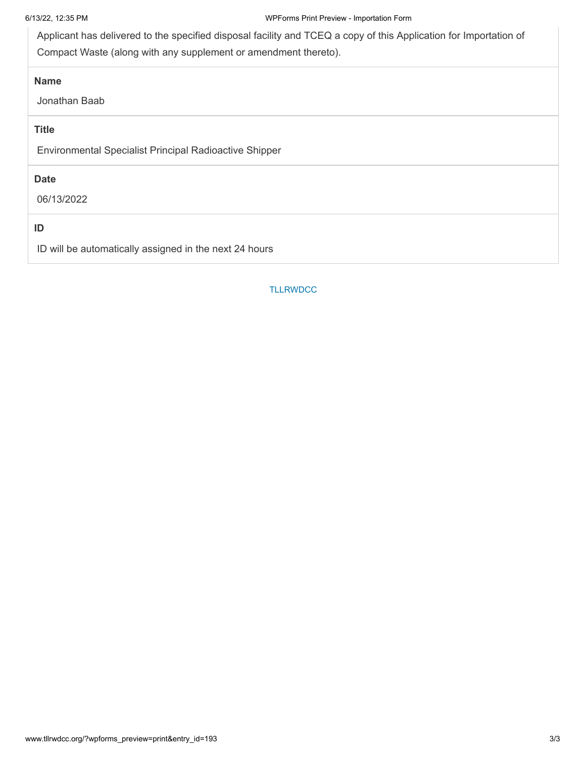Applicant has delivered to the specified disposal facility and TCEQ a copy of this Application for Importation of Compact Waste (along with any supplement or amendment thereto).

**Name**

Jonathan Baab

**Title**

Environmental Specialist Principal Radioactive Shipper

**Date**

06/13/2022

**ID**

ID will be automatically assigned in the next 24 hours

TLLRWDCC